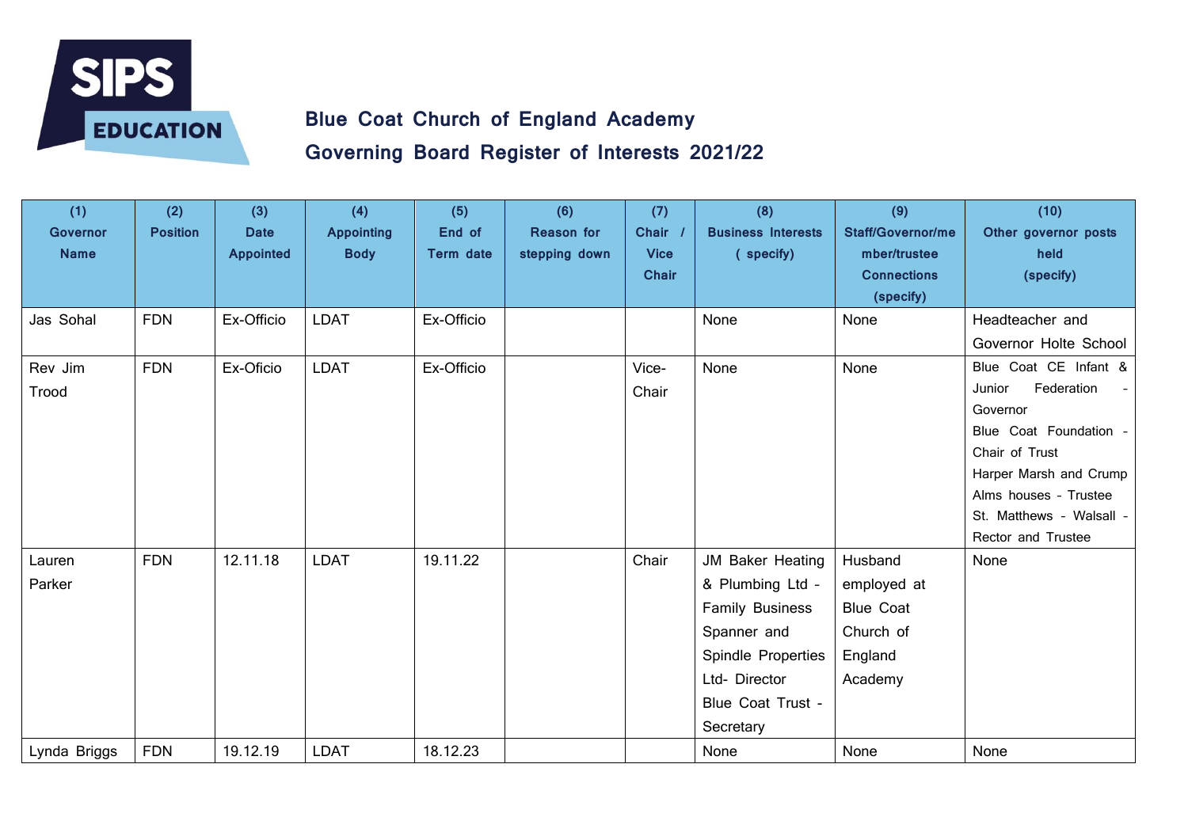SIPS EDUCATION

## Blue Coat Church of England Academy

## Governing Board Register of Interests 2021/22

| (1) Governor Name | (2) Position | (3) Date Appointed | (4) Appointing Body | (5) End of Term date | (6) Reason for stepping down | (7) Chair / Vice Chair | (8) Business Interests ( specify) | (9) Staff/Governor/member/trustee Connections (specify) | (10) Other governor posts held (specify) |
|---|---|---|---|---|---|---|---|---|---|
| Jas Sohal | FDN | Ex-Officio | LDAT | Ex-Officio | | | None | None | Headteacher and Governor Holte School |
| Rev Jim Trood | FDN | Ex-Oficio | LDAT | Ex-Officio | | Vice-Chair | None | None | Blue Coat CE Infant & Junior Federation - Governor<br>Blue Coat Foundation - Chair of Trust<br>Harper Marsh and Crump Alms houses - Trustee<br>St. Matthews - Walsall - Rector and Trustee |
| Lauren Parker | FDN | 12.11.18 | LDAT | 19.11.22 | | Chair | JM Baker Heating & Plumbing Ltd - Family Business<br>Spanner and Spindle Properties Ltd- Director<br>Blue Coat Trust - Secretary | Husband employed at Blue Coat Church of England Academy | None |
| Lynda Briggs | FDN | 19.12.19 | LDAT | 18.12.23 | | | None | None | None |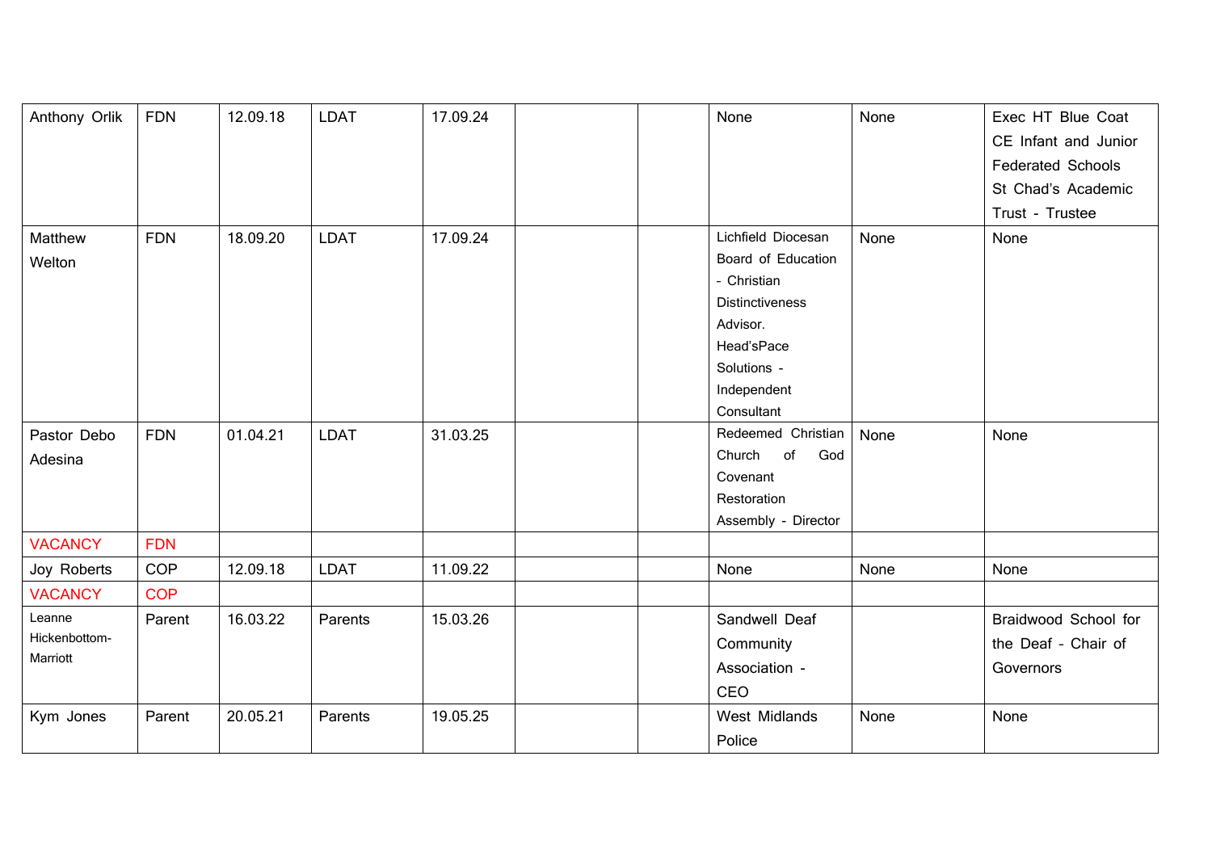| | | | | | | | | | |
|---|---|---|---|---|---|---|---|---|---|
| Anthony Orlik | FDN | 12.09.18 | LDAT | 17.09.24 | | | None | None | Exec HT Blue Coat CE Infant and Junior Federated Schools St Chad's Academic Trust - Trustee |
| Matthew Welton | FDN | 18.09.20 | LDAT | 17.09.24 | | | Lichfield Diocesan Board of Education - Christian Distinctiveness Advisor. Head'sPace Solutions - Independent Consultant | None | None |
| Pastor Debo Adesina | FDN | 01.04.21 | LDAT | 31.03.25 | | | Redeemed Christian Church of God Covenant Restoration Assembly - Director | None | None |
| VACANCY | FDN | | | | | | | | |
| Joy Roberts | COP | 12.09.18 | LDAT | 11.09.22 | | | None | None | None |
| VACANCY | COP | | | | | | | | |
| Leanne Hickenbottom-Marriott | Parent | 16.03.22 | Parents | 15.03.26 | | | Sandwell Deaf Community Association - CEO | | Braidwood School for the Deaf - Chair of Governors |
| Kym Jones | Parent | 20.05.21 | Parents | 19.05.25 | | | West Midlands Police | None | None |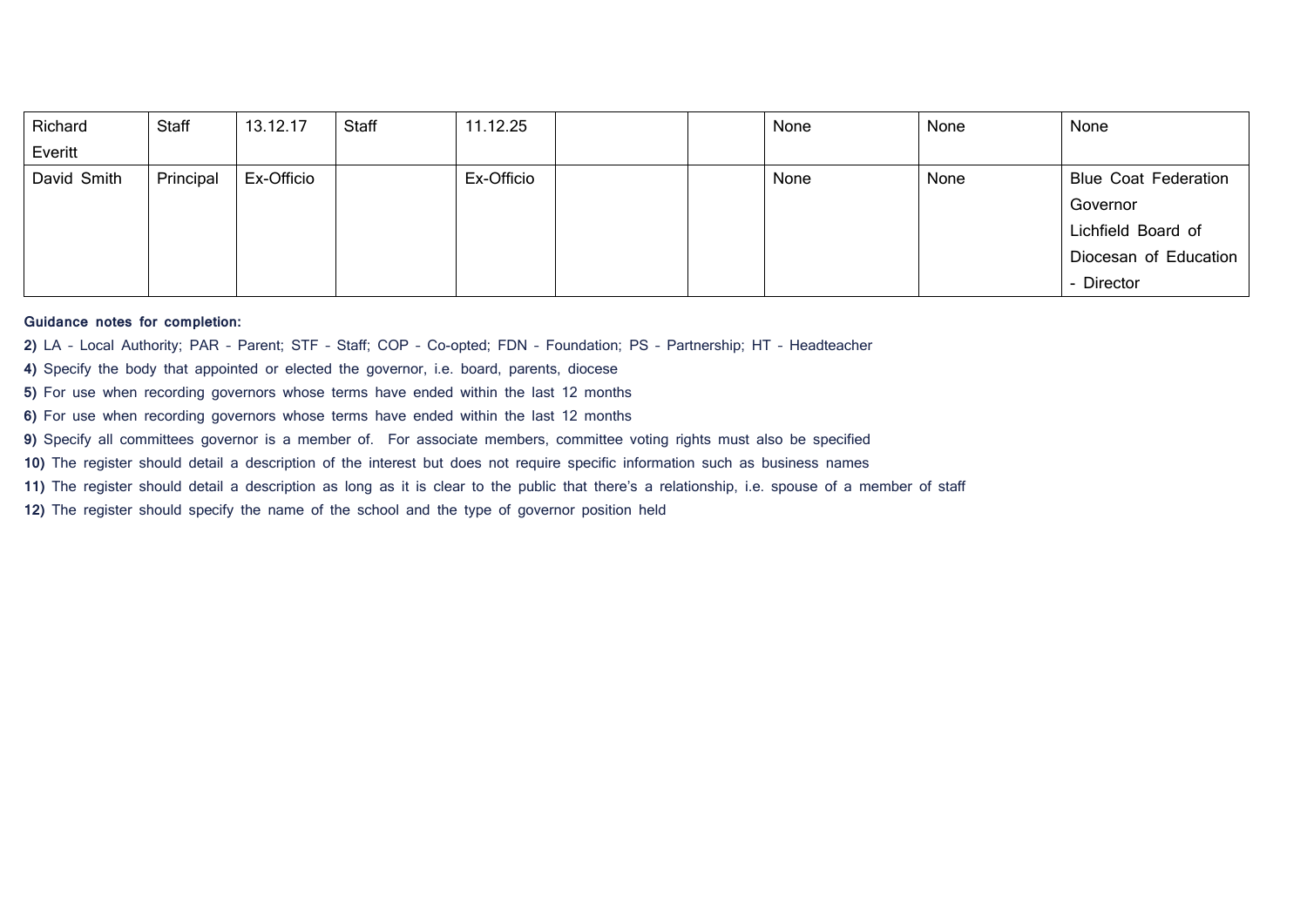| | | | | | | | | | |
|---|---|---|---|---|---|---|---|---|---|
| Richard Everitt | Staff | 13.12.17 | Staff | 11.12.25 | | | None | None | None |
| David Smith | Principal | Ex-Officio | | Ex-Officio | | | None | None | Blue Coat Federation Governor<br>Lichfield Board of Diocesan of Education - Director |

**Guidance notes for completion:**

**2)** LA – Local Authority; PAR – Parent; STF – Staff; COP – Co-opted; FDN – Foundation; PS – Partnership; HT – Headteacher

**4)** Specify the body that appointed or elected the governor, i.e. board, parents, diocese

**5)** For use when recording governors whose terms have ended within the last 12 months

**6)** For use when recording governors whose terms have ended within the last 12 months

**9)** Specify all committees governor is a member of. For associate members, committee voting rights must also be specified

**10)** The register should detail a description of the interest but does not require specific information such as business names

**11)** The register should detail a description as long as it is clear to the public that there's a relationship, i.e. spouse of a member of staff

**12)** The register should specify the name of the school and the type of governor position held